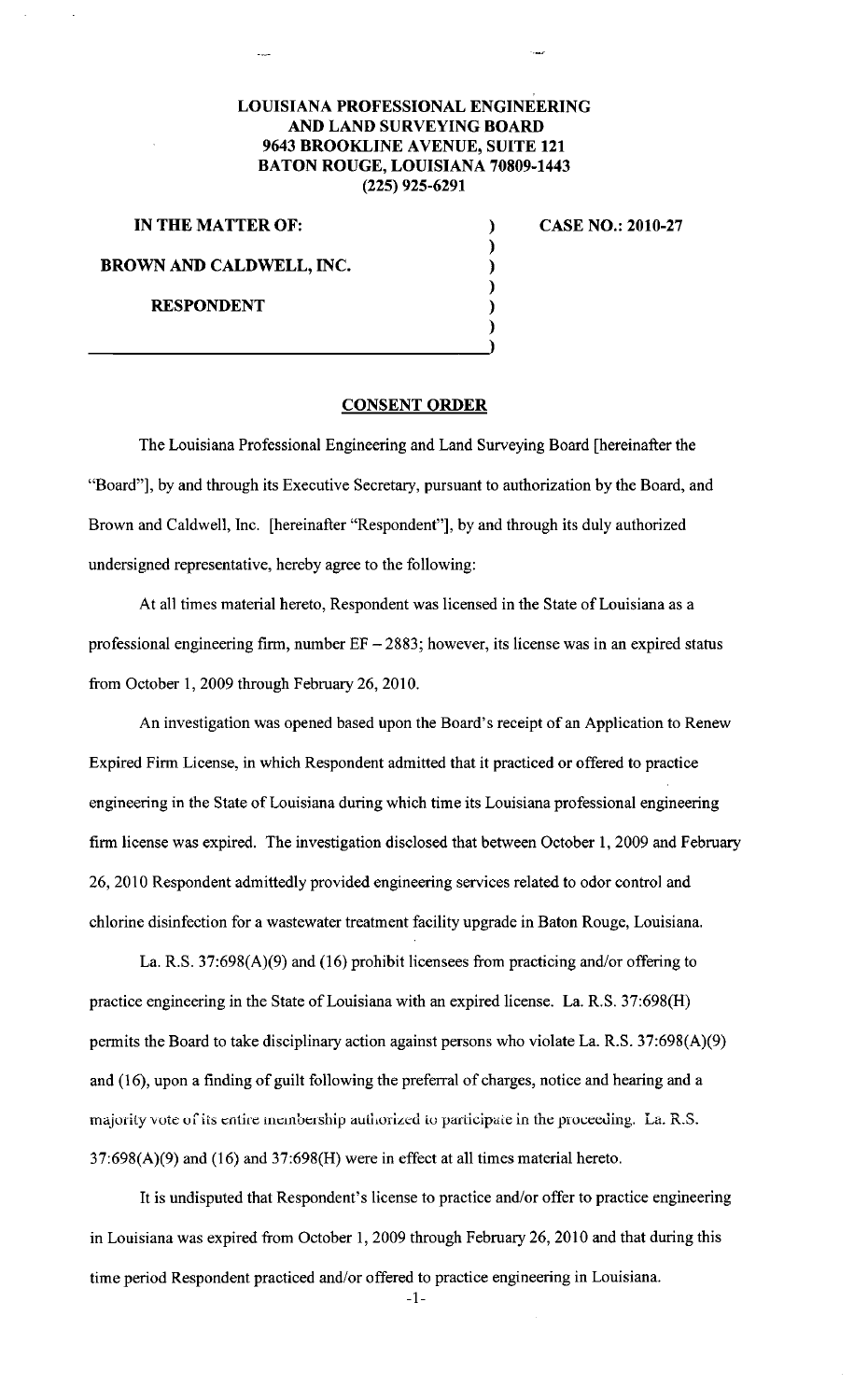**LOUISIANA PROFESSIONAL ENGINEERING AND LAND SURVEYING BOARD**
**9643 BROOKLINE AVENUE, SUITE 121**
**BATON ROUGE, LOUISIANA 70809-1443**
**(225) 925-6291**

**IN THE MATTER OF:**

**BROWN AND CALDWELL, INC.**

**RESPONDENT**

**CASE NO.: 2010-27**

## CONSENT ORDER

The Louisiana Professional Engineering and Land Surveying Board [hereinafter the "Board"], by and through its Executive Secretary, pursuant to authorization by the Board, and Brown and Caldwell, Inc. [hereinafter "Respondent"], by and through its duly authorized undersigned representative, hereby agree to the following:

At all times material hereto, Respondent was licensed in the State of Louisiana as a professional engineering firm, number EF – 2883; however, its license was in an expired status from October 1, 2009 through February 26, 2010.

An investigation was opened based upon the Board's receipt of an Application to Renew Expired Firm License, in which Respondent admitted that it practiced or offered to practice engineering in the State of Louisiana during which time its Louisiana professional engineering firm license was expired. The investigation disclosed that between October 1, 2009 and February 26, 2010 Respondent admittedly provided engineering services related to odor control and chlorine disinfection for a wastewater treatment facility upgrade in Baton Rouge, Louisiana.

La. R.S. 37:698(A)(9) and (16) prohibit licensees from practicing and/or offering to practice engineering in the State of Louisiana with an expired license. La. R.S. 37:698(H) permits the Board to take disciplinary action against persons who violate La. R.S. 37:698(A)(9) and (16), upon a finding of guilt following the preferral of charges, notice and hearing and a majority vote of its entire membership authorized to participate in the proceeding. La. R.S. 37:698(A)(9) and (16) and 37:698(H) were in effect at all times material hereto.

It is undisputed that Respondent's license to practice and/or offer to practice engineering in Louisiana was expired from October 1, 2009 through February 26, 2010 and that during this time period Respondent practiced and/or offered to practice engineering in Louisiana.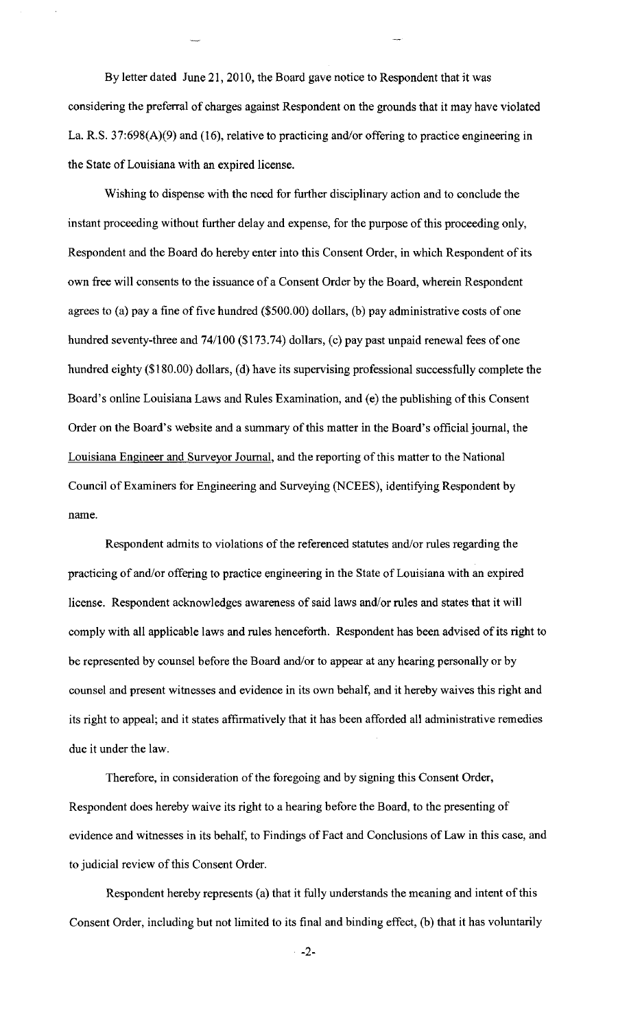By letter dated June 21, 2010, the Board gave notice to Respondent that it was considering the preferral of charges against Respondent on the grounds that it may have violated La. R.S. 37:698(A)(9) and (16), relative to practicing and/or offering to practice engineering in the State of Louisiana with an expired license.

Wishing to dispense with the need for further disciplinary action and to conclude the instant proceeding without further delay and expense, for the purpose of this proceeding only, Respondent and the Board do hereby enter into this Consent Order, in which Respondent of its own free will consents to the issuance of a Consent Order by the Board, wherein Respondent agrees to (a) pay a fine of five hundred ($500.00) dollars, (b) pay administrative costs of one hundred seventy-three and 74/100 ($173.74) dollars, (c) pay past unpaid renewal fees of one hundred eighty ($180.00) dollars, (d) have its supervising professional successfully complete the Board's online Louisiana Laws and Rules Examination, and (e) the publishing of this Consent Order on the Board's website and a summary of this matter in the Board's official journal, the Louisiana Engineer and Surveyor Journal, and the reporting of this matter to the National Council of Examiners for Engineering and Surveying (NCEES), identifying Respondent by name.

Respondent admits to violations of the referenced statutes and/or rules regarding the practicing of and/or offering to practice engineering in the State of Louisiana with an expired license. Respondent acknowledges awareness of said laws and/or rules and states that it will comply with all applicable laws and rules henceforth. Respondent has been advised of its right to be represented by counsel before the Board and/or to appear at any hearing personally or by counsel and present witnesses and evidence in its own behalf, and it hereby waives this right and its right to appeal; and it states affirmatively that it has been afforded all administrative remedies due it under the law.

Therefore, in consideration of the foregoing and by signing this Consent Order, Respondent does hereby waive its right to a hearing before the Board, to the presenting of evidence and witnesses in its behalf, to Findings of Fact and Conclusions of Law in this case, and to judicial review of this Consent Order.

Respondent hereby represents (a) that it fully understands the meaning and intent of this Consent Order, including but not limited to its final and binding effect, (b) that it has voluntarily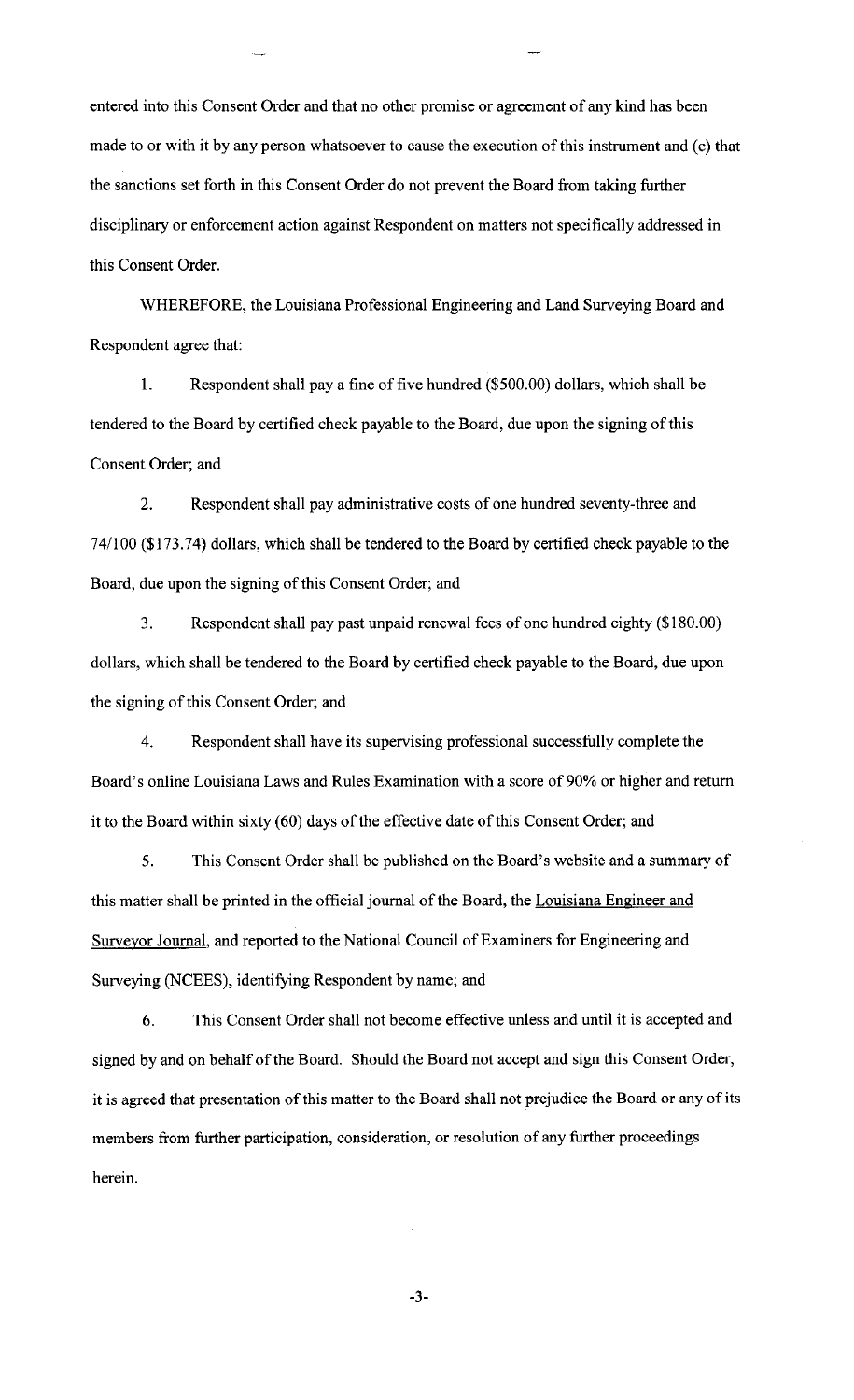entered into this Consent Order and that no other promise or agreement of any kind has been made to or with it by any person whatsoever to cause the execution of this instrument and (c) that the sanctions set forth in this Consent Order do not prevent the Board from taking further disciplinary or enforcement action against Respondent on matters not specifically addressed in this Consent Order.

WHEREFORE, the Louisiana Professional Engineering and Land Surveying Board and Respondent agree that:

1. Respondent shall pay a fine of five hundred ($500.00) dollars, which shall be tendered to the Board by certified check payable to the Board, due upon the signing of this Consent Order; and

2. Respondent shall pay administrative costs of one hundred seventy-three and 74/100 ($173.74) dollars, which shall be tendered to the Board by certified check payable to the Board, due upon the signing of this Consent Order; and

3. Respondent shall pay past unpaid renewal fees of one hundred eighty ($180.00) dollars, which shall be tendered to the Board by certified check payable to the Board, due upon the signing of this Consent Order; and

4. Respondent shall have its supervising professional successfully complete the Board's online Louisiana Laws and Rules Examination with a score of 90% or higher and return it to the Board within sixty (60) days of the effective date of this Consent Order; and

5. This Consent Order shall be published on the Board's website and a summary of this matter shall be printed in the official journal of the Board, the Louisiana Engineer and Surveyor Journal, and reported to the National Council of Examiners for Engineering and Surveying (NCEES), identifying Respondent by name; and

6. This Consent Order shall not become effective unless and until it is accepted and signed by and on behalf of the Board. Should the Board not accept and sign this Consent Order, it is agreed that presentation of this matter to the Board shall not prejudice the Board or any of its members from further participation, consideration, or resolution of any further proceedings herein.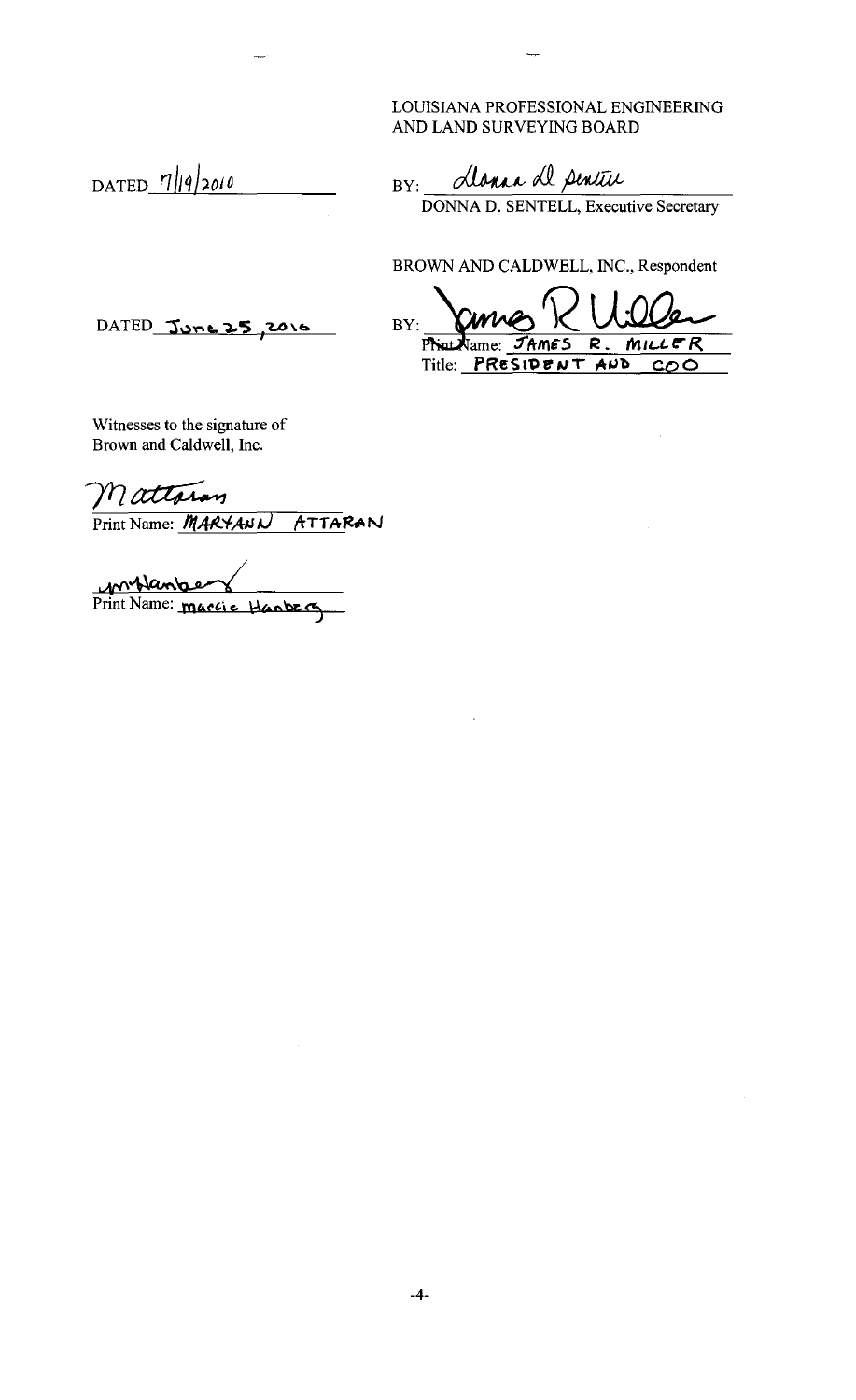LOUISIANA PROFESSIONAL ENGINEERING AND LAND SURVEYING BOARD

DATED 7/19/2010

BY: Donna D. Sentell
DONNA D. SENTELL, Executive Secretary

BROWN AND CALDWELL, INC., Respondent

DATED June 25, 2010

BY: James R. Miller
Print Name: JAMES R. MILLER
Title: PRESIDENT AND COO

Witnesses to the signature of Brown and Caldwell, Inc.

M Attaran
Print Name: MARYANN ATTARAN

m Hanberg
Print Name: marcie Hanberg